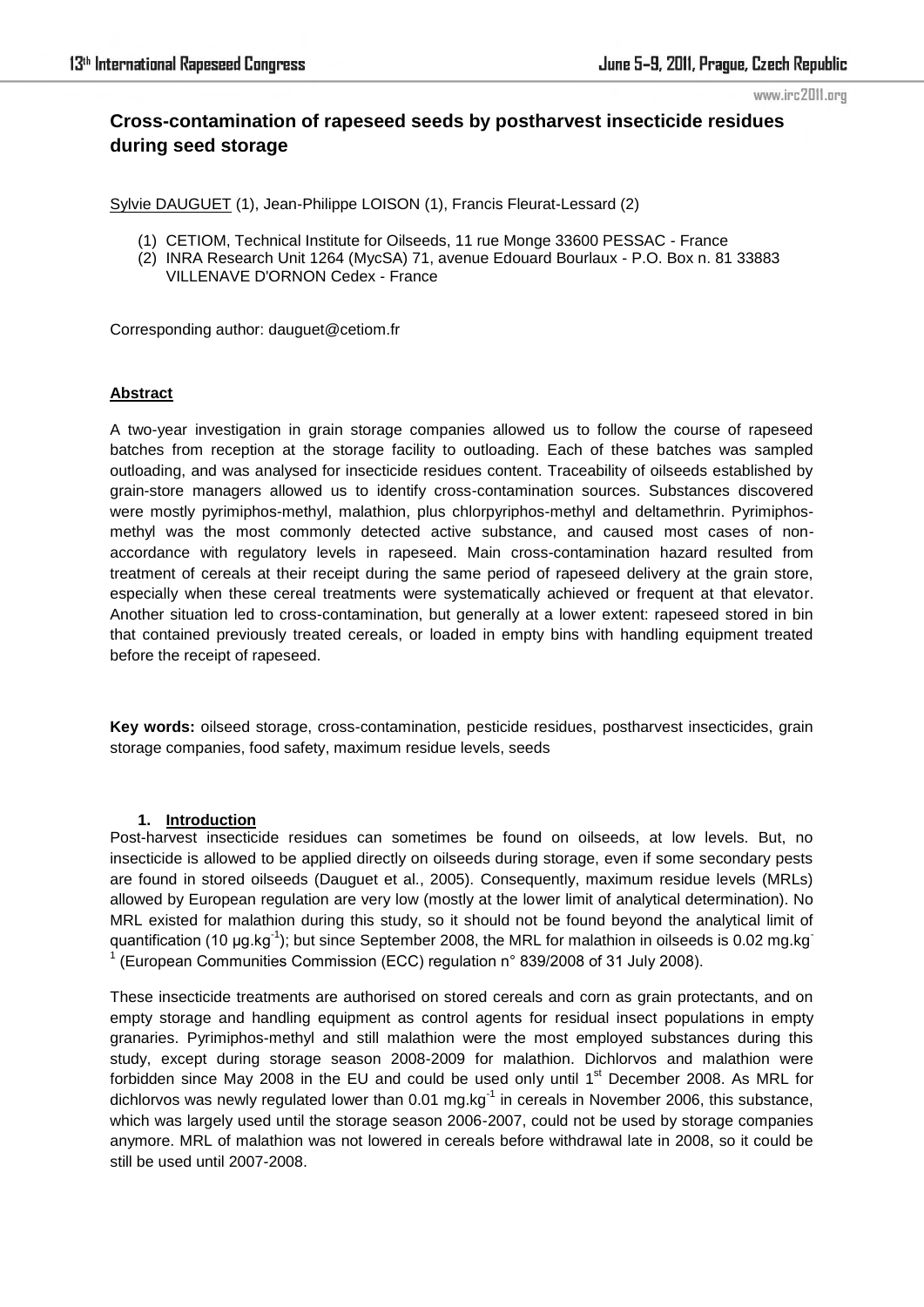# Cross-contamination of rapeseed seeds by postharvest insecticide residues during seed storage

Sylvie DAUGUET (1), Jean-Philippe LOISON (1), Francis Fleurat-Lessard (2)

1. CETIOM, Technical Institute for Oilseeds, 11 rue Monge 33600 PESSAC - France
2. INRA Research Unit 1264 (MycSA) 71, avenue Edouard Bourlaux - P.O. Box n. 81 33883 VILLENAVE D'ORNON Cedex - France

Corresponding author: dauguet@cetiom.fr

## Abstract

A two-year investigation in grain storage companies allowed us to follow the course of rapeseed batches from reception at the storage facility to outloading. Each of these batches was sampled outloading, and was analysed for insecticide residues content. Traceability of oilseeds established by grain-store managers allowed us to identify cross-contamination sources. Substances discovered were mostly pyrimiphos-methyl, malathion, plus chlorpyriphos-methyl and deltamethrin. Pyrimiphos-methyl was the most commonly detected active substance, and caused most cases of non-accordance with regulatory levels in rapeseed. Main cross-contamination hazard resulted from treatment of cereals at their receipt during the same period of rapeseed delivery at the grain store, especially when these cereal treatments were systematically achieved or frequent at that elevator. Another situation led to cross-contamination, but generally at a lower extent: rapeseed stored in bin that contained previously treated cereals, or loaded in empty bins with handling equipment treated before the receipt of rapeseed.

**Key words:** oilseed storage, cross-contamination, pesticide residues, postharvest insecticides, grain storage companies, food safety, maximum residue levels, seeds

## 1. Introduction

Post-harvest insecticide residues can sometimes be found on oilseeds, at low levels. But, no insecticide is allowed to be applied directly on oilseeds during storage, even if some secondary pests are found in stored oilseeds (Dauguet et al., 2005). Consequently, maximum residue levels (MRLs) allowed by European regulation are very low (mostly at the lower limit of analytical determination). No MRL existed for malathion during this study, so it should not be found beyond the analytical limit of quantification (10 $\mu g.kg^{-1}$); but since September 2008, the MRL for malathion in oilseeds is 0.02 $mg.kg^{-1}$ (European Communities Commission (ECC) regulation n° 839/2008 of 31 July 2008).

These insecticide treatments are authorised on stored cereals and corn as grain protectants, and on empty storage and handling equipment as control agents for residual insect populations in empty granaries. Pyrimiphos-methyl and still malathion were the most employed substances during this study, except during storage season 2008-2009 for malathion. Dichlorvos and malathion were forbidden since May 2008 in the EU and could be used only until 1st December 2008. As MRL for dichlorvos was newly regulated lower than 0.01 $mg.kg^{-1}$ in cereals in November 2006, this substance, which was largely used until the storage season 2006-2007, could not be used by storage companies anymore. MRL of malathion was not lowered in cereals before withdrawal late in 2008, so it could be still be used until 2007-2008.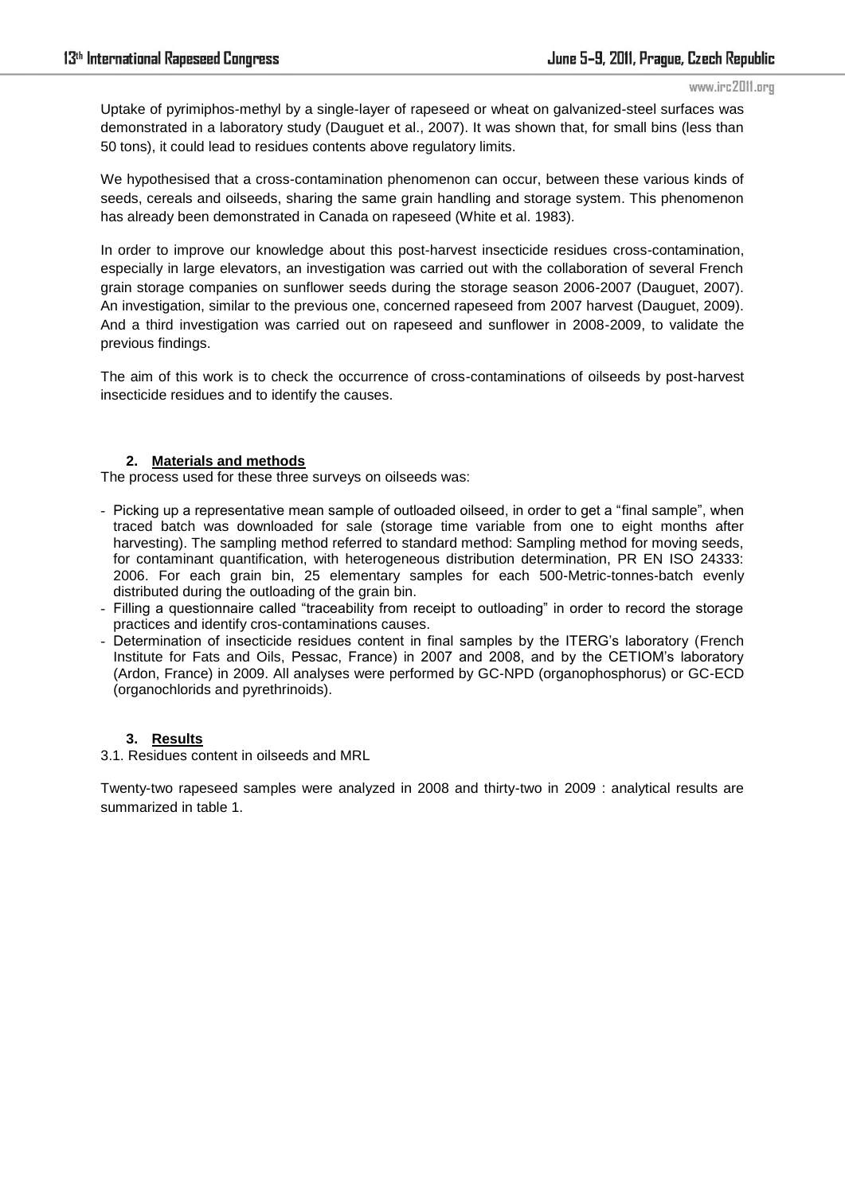Uptake of pyrimiphos-methyl by a single-layer of rapeseed or wheat on galvanized-steel surfaces was demonstrated in a laboratory study (Dauguet et al., 2007). It was shown that, for small bins (less than 50 tons), it could lead to residues contents above regulatory limits.

We hypothesised that a cross-contamination phenomenon can occur, between these various kinds of seeds, cereals and oilseeds, sharing the same grain handling and storage system. This phenomenon has already been demonstrated in Canada on rapeseed (White et al. 1983).

In order to improve our knowledge about this post-harvest insecticide residues cross-contamination, especially in large elevators, an investigation was carried out with the collaboration of several French grain storage companies on sunflower seeds during the storage season 2006-2007 (Dauguet, 2007). An investigation, similar to the previous one, concerned rapeseed from 2007 harvest (Dauguet, 2009). And a third investigation was carried out on rapeseed and sunflower in 2008-2009, to validate the previous findings.

The aim of this work is to check the occurrence of cross-contaminations of oilseeds by post-harvest insecticide residues and to identify the causes.

## 2. Materials and methods

The process used for these three surveys on oilseeds was:

- Picking up a representative mean sample of outloaded oilseed, in order to get a "final sample", when traced batch was downloaded for sale (storage time variable from one to eight months after harvesting). The sampling method referred to standard method: Sampling method for moving seeds, for contaminant quantification, with heterogeneous distribution determination, PR EN ISO 24333: 2006. For each grain bin, 25 elementary samples for each 500-Metric-tonnes-batch evenly distributed during the outloading of the grain bin.
- Filling a questionnaire called "traceability from receipt to outloading" in order to record the storage practices and identify cros-contaminations causes.
- Determination of insecticide residues content in final samples by the ITERG's laboratory (French Institute for Fats and Oils, Pessac, France) in 2007 and 2008, and by the CETIOM's laboratory (Ardon, France) in 2009. All analyses were performed by GC-NPD (organophosphorus) or GC-ECD (organochlorids and pyrethrinoids).

## 3. Results

3.1. Residues content in oilseeds and MRL

Twenty-two rapeseed samples were analyzed in 2008 and thirty-two in 2009 : analytical results are summarized in table 1.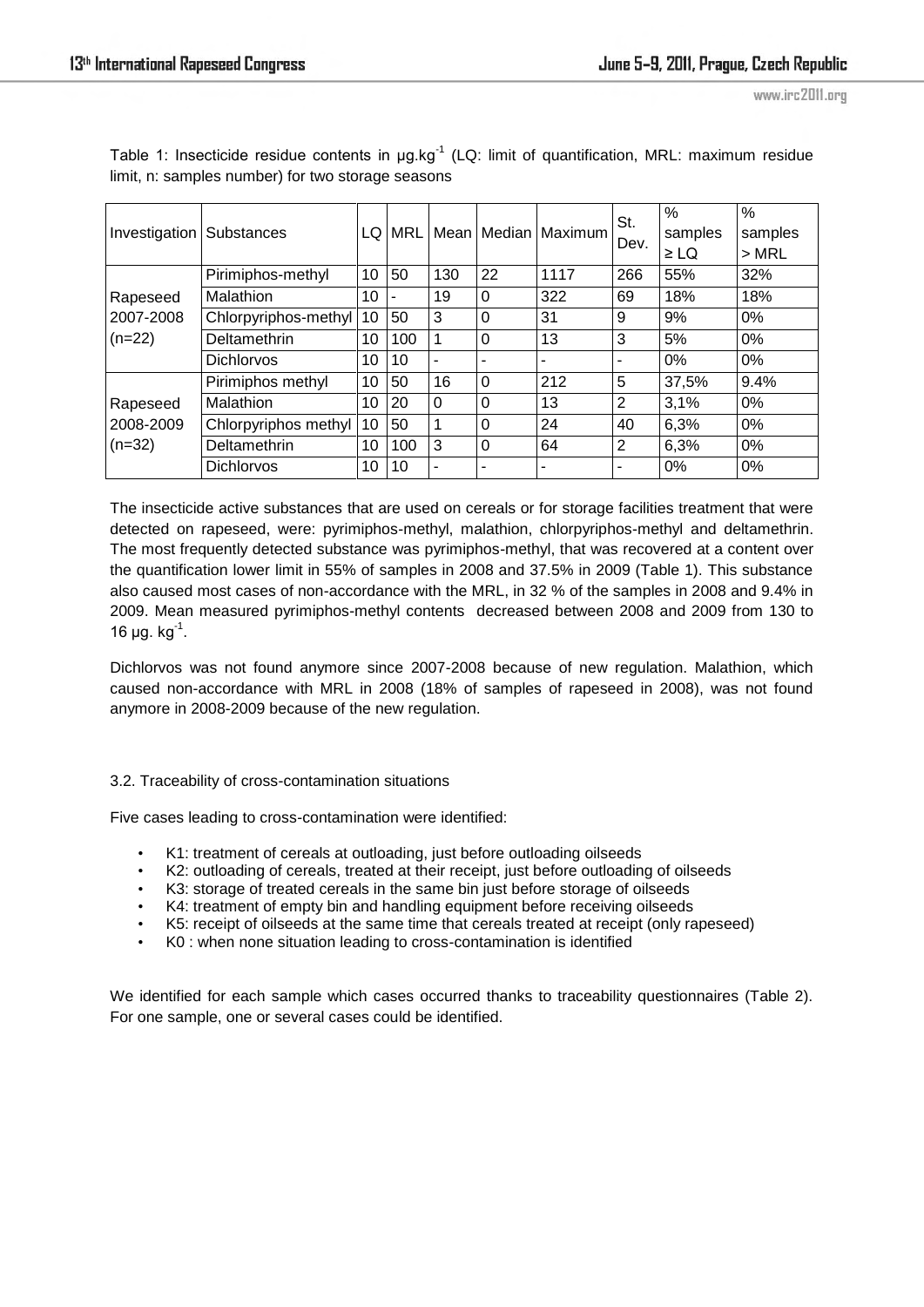Table 1: Insecticide residue contents in µg.kg$^{-1}$ (LQ: limit of quantification, MRL: maximum residue limit, n: samples number) for two storage seasons

| Investigation | Substances | LQ | MRL | Mean | Median | Maximum | St. Dev. | % samples ≥ LQ | % samples > MRL |
|---|---|---|---|---|---|---|---|---|---|
| Rapeseed 2007-2008 (n=22) | Pirimiphos-methyl | 10 | 50 | 130 | 22 | 1117 | 266 | 55% | 32% |
| | Malathion | 10 | - | 19 | 0 | 322 | 69 | 18% | 18% |
| | Chlorpyriphos-methyl | 10 | 50 | 3 | 0 | 31 | 9 | 9% | 0% |
| | Deltamethrin | 10 | 100 | 1 | 0 | 13 | 3 | 5% | 0% |
| | Dichlorvos | 10 | 10 | - | - | - | - | 0% | 0% |
| Rapeseed 2008-2009 (n=32) | Pirimiphos methyl | 10 | 50 | 16 | 0 | 212 | 5 | 37,5% | 9.4% |
| | Malathion | 10 | 20 | 0 | 0 | 13 | 2 | 3,1% | 0% |
| | Chlorpyriphos methyl | 10 | 50 | 1 | 0 | 24 | 40 | 6,3% | 0% |
| | Deltamethrin | 10 | 100 | 3 | 0 | 64 | 2 | 6,3% | 0% |
| | Dichlorvos | 10 | 10 | - | - | - | - | 0% | 0% |

The insecticide active substances that are used on cereals or for storage facilities treatment that were detected on rapeseed, were: pyrimiphos-methyl, malathion, chlorpyriphos-methyl and deltamethrin. The most frequently detected substance was pyrimiphos-methyl, that was recovered at a content over the quantification lower limit in 55% of samples in 2008 and 37.5% in 2009 (Table 1). This substance also caused most cases of non-accordance with the MRL, in 32 % of the samples in 2008 and 9.4% in 2009. Mean measured pyrimiphos-methyl contents decreased between 2008 and 2009 from 130 to 16 µg. kg$^{-1}$.

Dichlorvos was not found anymore since 2007-2008 because of new regulation. Malathion, which caused non-accordance with MRL in 2008 (18% of samples of rapeseed in 2008), was not found anymore in 2008-2009 because of the new regulation.

3.2. Traceability of cross-contamination situations

Five cases leading to cross-contamination were identified:

- K1: treatment of cereals at outloading, just before outloading oilseeds
- K2: outloading of cereals, treated at their receipt, just before outloading of oilseeds
- K3: storage of treated cereals in the same bin just before storage of oilseeds
- K4: treatment of empty bin and handling equipment before receiving oilseeds
- K5: receipt of oilseeds at the same time that cereals treated at receipt (only rapeseed)
- K0 : when none situation leading to cross-contamination is identified

We identified for each sample which cases occurred thanks to traceability questionnaires (Table 2). For one sample, one or several cases could be identified.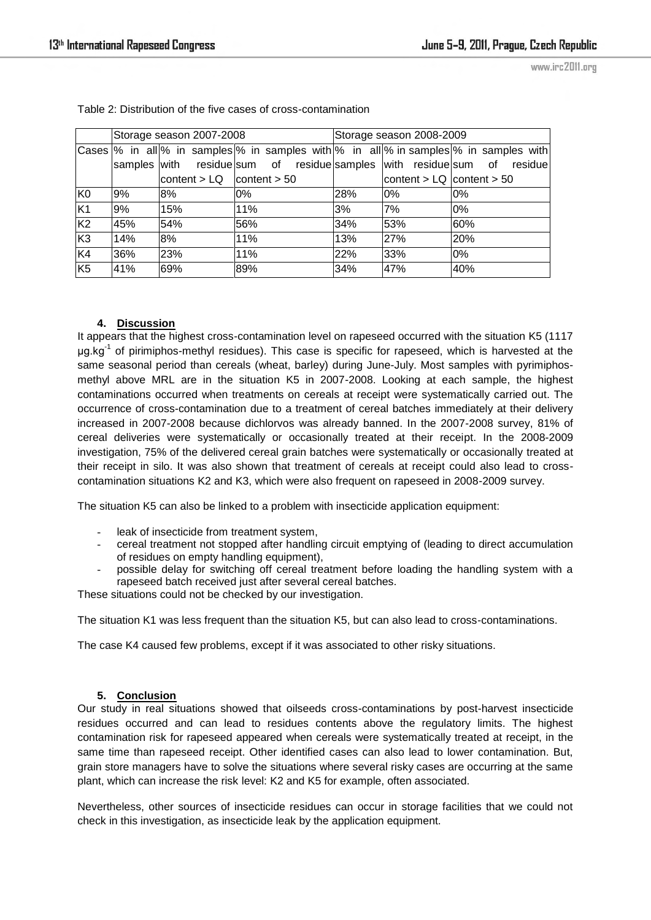Table 2: Distribution of the five cases of cross-contamination

| | Storage season 2007-2008 | | | Storage season 2008-2009 | | |
|---|---|---|---|---|---|---|
| Cases | % in all samples | % in samples with residue content > LQ | % in samples with sum of residue content > 50 | % in all samples | % in samples with residue content > LQ | % in samples with sum of residue content > 50 |
| K0 | 9% | 8% | 0% | 28% | 0% | 0% |
| K1 | 9% | 15% | 11% | 3% | 7% | 0% |
| K2 | 45% | 54% | 56% | 34% | 53% | 60% |
| K3 | 14% | 8% | 11% | 13% | 27% | 20% |
| K4 | 36% | 23% | 11% | 22% | 33% | 0% |
| K5 | 41% | 69% | 89% | 34% | 47% | 40% |

## 4. Discussion

It appears that the highest cross-contamination level on rapeseed occurred with the situation K5 (1117 $\mu g.kg^{-1}$ of pirimiphos-methyl residues). This case is specific for rapeseed, which is harvested at the same seasonal period than cereals (wheat, barley) during June-July. Most samples with pyrimiphos-methyl above MRL are in the situation K5 in 2007-2008. Looking at each sample, the highest contaminations occurred when treatments on cereals at receipt were systematically carried out. The occurrence of cross-contamination due to a treatment of cereal batches immediately at their delivery increased in 2007-2008 because dichlorvos was already banned. In the 2007-2008 survey, 81% of cereal deliveries were systematically or occasionally treated at their receipt. In the 2008-2009 investigation, 75% of the delivered cereal grain batches were systematically or occasionally treated at their receipt in silo. It was also shown that treatment of cereals at receipt could also lead to cross-contamination situations K2 and K3, which were also frequent on rapeseed in 2008-2009 survey.

The situation K5 can also be linked to a problem with insecticide application equipment:

- leak of insecticide from treatment system,
- cereal treatment not stopped after handling circuit emptying of (leading to direct accumulation of residues on empty handling equipment),
- possible delay for switching off cereal treatment before loading the handling system with a rapeseed batch received just after several cereal batches.

These situations could not be checked by our investigation.

The situation K1 was less frequent than the situation K5, but can also lead to cross-contaminations.

The case K4 caused few problems, except if it was associated to other risky situations.

## 5. Conclusion

Our study in real situations showed that oilseeds cross-contaminations by post-harvest insecticide residues occurred and can lead to residues contents above the regulatory limits. The highest contamination risk for rapeseed appeared when cereals were systematically treated at receipt, in the same time than rapeseed receipt. Other identified cases can also lead to lower contamination. But, grain store managers have to solve the situations where several risky cases are occurring at the same plant, which can increase the risk level: K2 and K5 for example, often associated.

Nevertheless, other sources of insecticide residues can occur in storage facilities that we could not check in this investigation, as insecticide leak by the application equipment.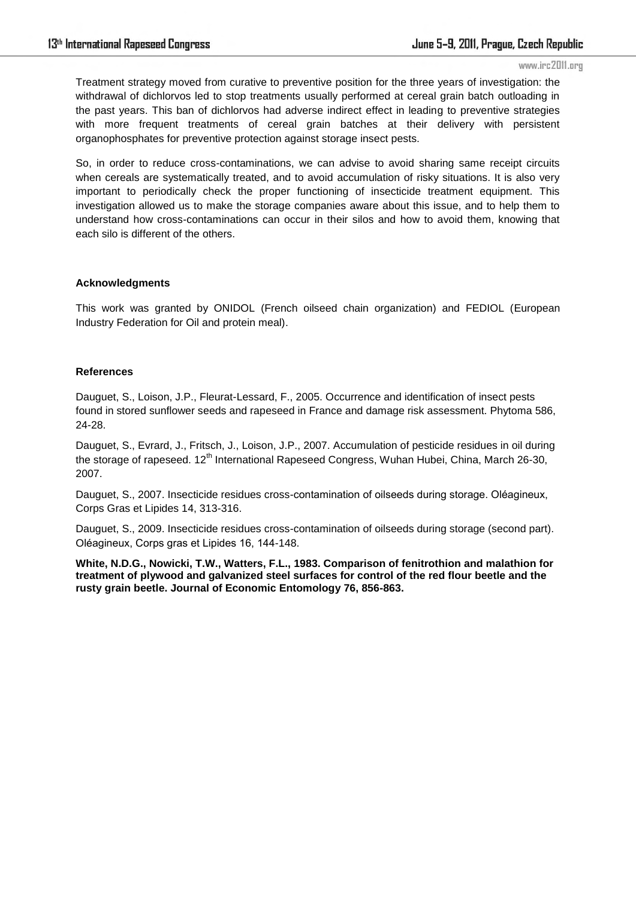Treatment strategy moved from curative to preventive position for the three years of investigation: the withdrawal of dichlorvos led to stop treatments usually performed at cereal grain batch outloading in the past years. This ban of dichlorvos had adverse indirect effect in leading to preventive strategies with more frequent treatments of cereal grain batches at their delivery with persistent organophosphates for preventive protection against storage insect pests.

So, in order to reduce cross-contaminations, we can advise to avoid sharing same receipt circuits when cereals are systematically treated, and to avoid accumulation of risky situations. It is also very important to periodically check the proper functioning of insecticide treatment equipment. This investigation allowed us to make the storage companies aware about this issue, and to help them to understand how cross-contaminations can occur in their silos and how to avoid them, knowing that each silo is different of the others.

**Acknowledgments**

This work was granted by ONIDOL (French oilseed chain organization) and FEDIOL (European Industry Federation for Oil and protein meal).

**References**

Dauguet, S., Loison, J.P., Fleurat-Lessard, F., 2005. Occurrence and identification of insect pests found in stored sunflower seeds and rapeseed in France and damage risk assessment. Phytoma 586, 24-28.

Dauguet, S., Evrard, J., Fritsch, J., Loison, J.P., 2007. Accumulation of pesticide residues in oil during the storage of rapeseed. 12th International Rapeseed Congress, Wuhan Hubei, China, March 26-30, 2007.

Dauguet, S., 2007. Insecticide residues cross-contamination of oilseeds during storage. Oléagineux, Corps Gras et Lipides 14, 313-316.

Dauguet, S., 2009. Insecticide residues cross-contamination of oilseeds during storage (second part). Oléagineux, Corps gras et Lipides 16, 144-148.

**White, N.D.G., Nowicki, T.W., Watters, F.L., 1983. Comparison of fenitrothion and malathion for treatment of plywood and galvanized steel surfaces for control of the red flour beetle and the rusty grain beetle. Journal of Economic Entomology 76, 856-863.**